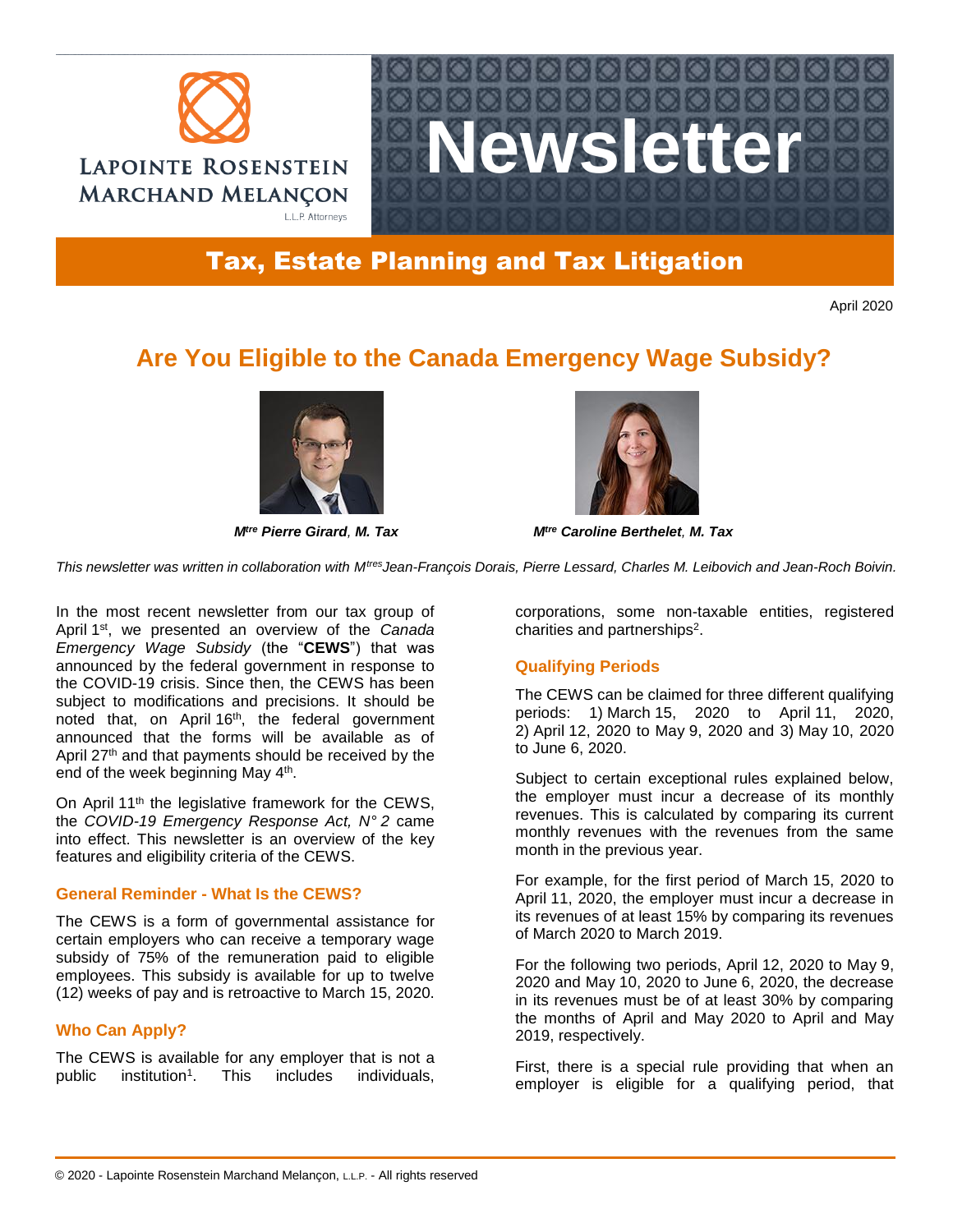# Newsletter

## Tax, Estate Planning and Tax Litigation

April 2020

# Are You Eligible to the Canada Emergency Wage Subsidy?

***M***$^{tre}$ ***Pierre Girard**, M. Tax*

***M***$^{tre}$ ***Caroline Berthelet**, M. Tax*

*This newsletter was written in collaboration with M*$^{tres}$*Jean-François Dorais, Pierre Lessard, Charles M. Leibovich and Jean-Roch Boivin.*

In the most recent newsletter from our tax group of April 1st, we presented an overview of the *Canada Emergency Wage Subsidy* (the "**CEWS**") that was announced by the federal government in response to the COVID-19 crisis. Since then, the CEWS has been subject to modifications and precisions. It should be noted that, on April 16th, the federal government announced that the forms will be available as of April 27th and that payments should be received by the end of the week beginning May 4th.

On April 11th the legislative framework for the CEWS, the *COVID-19 Emergency Response Act, N° 2* came into effect. This newsletter is an overview of the key features and eligibility criteria of the CEWS.

### General Reminder - What Is the CEWS?

The CEWS is a form of governmental assistance for certain employers who can receive a temporary wage subsidy of 75% of the remuneration paid to eligible employees. This subsidy is available for up to twelve (12) weeks of pay and is retroactive to March 15, 2020.

### Who Can Apply?

The CEWS is available for any employer that is not a public institution[1]. This includes individuals, corporations, some non-taxable entities, registered charities and partnerships[2].

### Qualifying Periods

The CEWS can be claimed for three different qualifying periods: 1) March 15, 2020 to April 11, 2020, 2) April 12, 2020 to May 9, 2020 and 3) May 10, 2020 to June 6, 2020.

Subject to certain exceptional rules explained below, the employer must incur a decrease of its monthly revenues. This is calculated by comparing its current monthly revenues with the revenues from the same month in the previous year.

For example, for the first period of March 15, 2020 to April 11, 2020, the employer must incur a decrease in its revenues of at least 15% by comparing its revenues of March 2020 to March 2019.

For the following two periods, April 12, 2020 to May 9, 2020 and May 10, 2020 to June 6, 2020, the decrease in its revenues must be of at least 30% by comparing the months of April and May 2020 to April and May 2019, respectively.

First, there is a special rule providing that when an employer is eligible for a qualifying period, that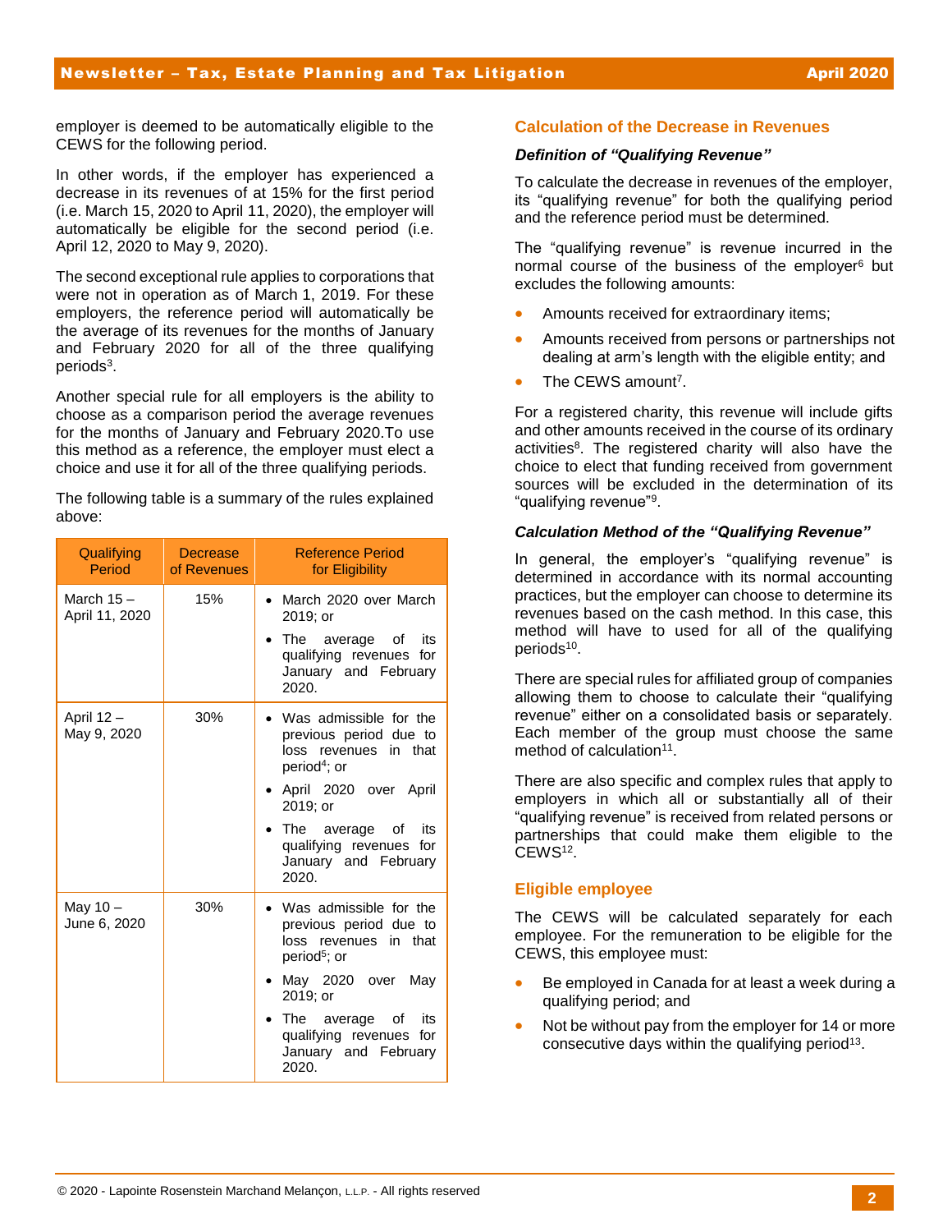employer is deemed to be automatically eligible to the CEWS for the following period.

In other words, if the employer has experienced a decrease in its revenues of at 15% for the first period (i.e. March 15, 2020 to April 11, 2020), the employer will automatically be eligible for the second period (i.e. April 12, 2020 to May 9, 2020).

The second exceptional rule applies to corporations that were not in operation as of March 1, 2019. For these employers, the reference period will automatically be the average of its revenues for the months of January and February 2020 for all of the three qualifying periods[3].

Another special rule for all employers is the ability to choose as a comparison period the average revenues for the months of January and February 2020.To use this method as a reference, the employer must elect a choice and use it for all of the three qualifying periods.

The following table is a summary of the rules explained above:

| Qualifying Period | Decrease of Revenues | Reference Period for Eligibility |
|---|---|---|
| March 15 – April 11, 2020 | 15% | • March 2020 over March 2019; or<br>• The average of its qualifying revenues for January and February 2020. |
| April 12 – May 9, 2020 | 30% | • Was admissible for the previous period due to loss revenues in that period[4]; or<br>• April 2020 over April 2019; or<br>• The average of its qualifying revenues for January and February 2020. |
| May 10 – June 6, 2020 | 30% | • Was admissible for the previous period due to loss revenues in that period[5]; or<br>• May 2020 over May 2019; or<br>• The average of its qualifying revenues for January and February 2020. |

## Calculation of the Decrease in Revenues

### *Definition of "Qualifying Revenue"*

To calculate the decrease in revenues of the employer, its "qualifying revenue" for both the qualifying period and the reference period must be determined.

The "qualifying revenue" is revenue incurred in the normal course of the business of the employer[6] but excludes the following amounts:

- Amounts received for extraordinary items;
- Amounts received from persons or partnerships not dealing at arm's length with the eligible entity; and
- The CEWS amount[7].

For a registered charity, this revenue will include gifts and other amounts received in the course of its ordinary activities[8]. The registered charity will also have the choice to elect that funding received from government sources will be excluded in the determination of its "qualifying revenue"[9].

### *Calculation Method of the "Qualifying Revenue"*

In general, the employer's "qualifying revenue" is determined in accordance with its normal accounting practices, but the employer can choose to determine its revenues based on the cash method. In this case, this method will have to used for all of the qualifying periods[10].

There are special rules for affiliated group of companies allowing them to choose to calculate their "qualifying revenue" either on a consolidated basis or separately. Each member of the group must choose the same method of calculation[11].

There are also specific and complex rules that apply to employers in which all or substantially all of their "qualifying revenue" is received from related persons or partnerships that could make them eligible to the CEWS[12].

## Eligible employee

The CEWS will be calculated separately for each employee. For the remuneration to be eligible for the CEWS, this employee must:

- Be employed in Canada for at least a week during a qualifying period; and
- Not be without pay from the employer for 14 or more consecutive days within the qualifying period[13].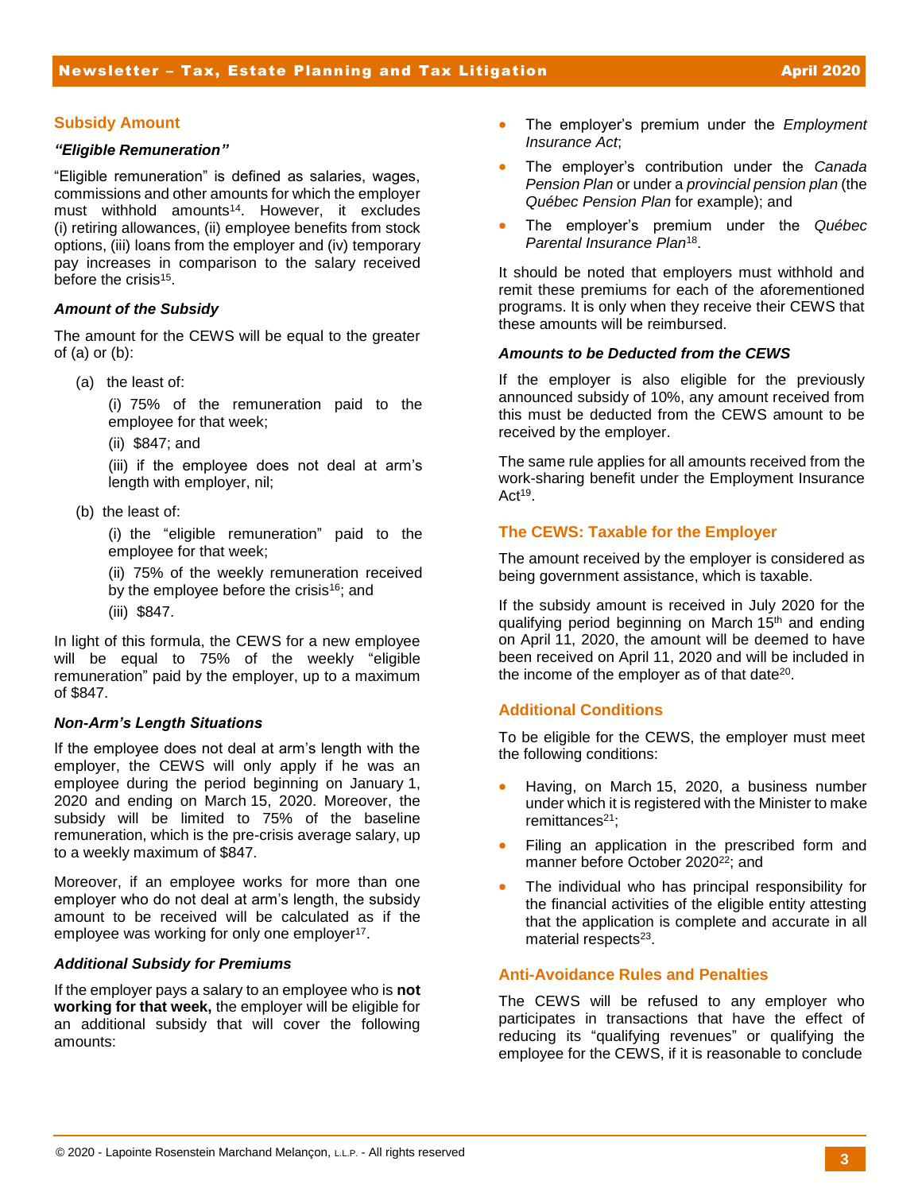## Subsidy Amount

### *"Eligible Remuneration"*

"Eligible remuneration" is defined as salaries, wages, commissions and other amounts for which the employer must withhold amounts[14]. However, it excludes (i) retiring allowances, (ii) employee benefits from stock options, (iii) loans from the employer and (iv) temporary pay increases in comparison to the salary received before the crisis[15].

### *Amount of the Subsidy*

The amount for the CEWS will be equal to the greater of (a) or (b):

(a) the least of:

(i) 75% of the remuneration paid to the employee for that week;

(ii) $847; and

(iii) if the employee does not deal at arm's length with employer, nil;

(b) the least of:

(i) the "eligible remuneration" paid to the employee for that week;

(ii) 75% of the weekly remuneration received by the employee before the crisis[16]; and

(iii) $847.

In light of this formula, the CEWS for a new employee will be equal to 75% of the weekly "eligible remuneration" paid by the employer, up to a maximum of $847.

### *Non-Arm's Length Situations*

If the employee does not deal at arm's length with the employer, the CEWS will only apply if he was an employee during the period beginning on January 1, 2020 and ending on March 15, 2020. Moreover, the subsidy will be limited to 75% of the baseline remuneration, which is the pre-crisis average salary, up to a weekly maximum of $847.

Moreover, if an employee works for more than one employer who do not deal at arm's length, the subsidy amount to be received will be calculated as if the employee was working for only one employer[17].

### *Additional Subsidy for Premiums*

If the employer pays a salary to an employee who is **not working for that week,** the employer will be eligible for an additional subsidy that will cover the following amounts:

- The employer's premium under the *Employment Insurance Act*;
- The employer's contribution under the *Canada Pension Plan* or under a *provincial pension plan* (the *Québec Pension Plan* for example); and
- The employer's premium under the *Québec Parental Insurance Plan*[18].

It should be noted that employers must withhold and remit these premiums for each of the aforementioned programs. It is only when they receive their CEWS that these amounts will be reimbursed.

### *Amounts to be Deducted from the CEWS*

If the employer is also eligible for the previously announced subsidy of 10%, any amount received from this must be deducted from the CEWS amount to be received by the employer.

The same rule applies for all amounts received from the work-sharing benefit under the Employment Insurance Act[19].

## The CEWS: Taxable for the Employer

The amount received by the employer is considered as being government assistance, which is taxable.

If the subsidy amount is received in July 2020 for the qualifying period beginning on March 15th and ending on April 11, 2020, the amount will be deemed to have been received on April 11, 2020 and will be included in the income of the employer as of that date[20].

## Additional Conditions

To be eligible for the CEWS, the employer must meet the following conditions:

- Having, on March 15, 2020, a business number under which it is registered with the Minister to make remittances[21];
- Filing an application in the prescribed form and manner before October 2020[22]; and
- The individual who has principal responsibility for the financial activities of the eligible entity attesting that the application is complete and accurate in all material respects[23].

## Anti-Avoidance Rules and Penalties

The CEWS will be refused to any employer who participates in transactions that have the effect of reducing its "qualifying revenues" or qualifying the employee for the CEWS, if it is reasonable to conclude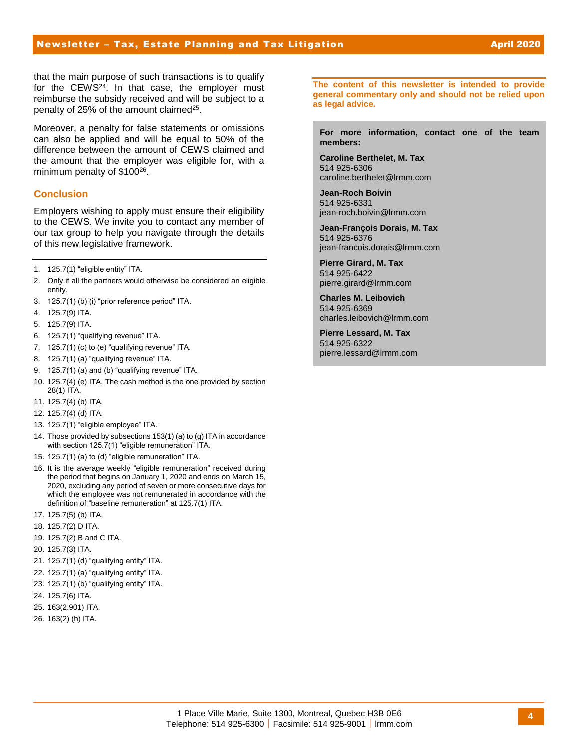that the main purpose of such transactions is to qualify for the CEWS[24]. In that case, the employer must reimburse the subsidy received and will be subject to a penalty of 25% of the amount claimed[25].

Moreover, a penalty for false statements or omissions can also be applied and will be equal to 50% of the difference between the amount of CEWS claimed and the amount that the employer was eligible for, with a minimum penalty of $100[26].

## Conclusion

Employers wishing to apply must ensure their eligibility to the CEWS. We invite you to contact any member of our tax group to help you navigate through the details of this new legislative framework.

---

1. 125.7(1) "eligible entity" ITA.
2. Only if all the partners would otherwise be considered an eligible entity.
3. 125.7(1) (b) (i) "prior reference period" ITA.
4. 125.7(9) ITA.
5. 125.7(9) ITA.
6. 125.7(1) "qualifying revenue" ITA.
7. 125.7(1) (c) to (e) "qualifying revenue" ITA.
8. 125.7(1) (a) "qualifying revenue" ITA.
9. 125.7(1) (a) and (b) "qualifying revenue" ITA.
10. 125.7(4) (e) ITA. The cash method is the one provided by section 28(1) ITA.
11. 125.7(4) (b) ITA.
12. 125.7(4) (d) ITA.
13. 125.7(1) "eligible employee" ITA.
14. Those provided by subsections 153(1) (a) to (g) ITA in accordance with section 125.7(1) "eligible remuneration" ITA.
15. 125.7(1) (a) to (d) "eligible remuneration" ITA.
16. It is the average weekly "eligible remuneration" received during the period that begins on January 1, 2020 and ends on March 15, 2020, excluding any period of seven or more consecutive days for which the employee was not remunerated in accordance with the definition of "baseline remuneration" at 125.7(1) ITA.
17. 125.7(5) (b) ITA.
18. 125.7(2) D ITA.
19. 125.7(2) B and C ITA.
20. 125.7(3) ITA.
21. 125.7(1) (d) "qualifying entity" ITA.
22. 125.7(1) (a) "qualifying entity" ITA.
23. 125.7(1) (b) "qualifying entity" ITA.
24. 125.7(6) ITA.
25. 163(2.901) ITA.
26. 163(2) (h) ITA.

**The content of this newsletter is intended to provide general commentary only and should not be relied upon as legal advice.**

**For more information, contact one of the team members:**

**Caroline Berthelet, M. Tax**
514 925-6306
caroline.berthelet@lrmm.com

**Jean-Roch Boivin**
514 925-6331
jean-roch.boivin@lrmm.com

**Jean-François Dorais, M. Tax**
514 925-6376
jean-francois.dorais@lrmm.com

**Pierre Girard, M. Tax**
514 925-6422
pierre.girard@lrmm.com

**Charles M. Leibovich**
514 925-6369
charles.leibovich@lrmm.com

**Pierre Lessard, M. Tax**
514 925-6322
pierre.lessard@lrmm.com

1 Place Ville Marie, Suite 1300, Montreal, Quebec H3B 0E6
Telephone: 514 925-6300 | Facsimile: 514 925-9001 | lrmm.com